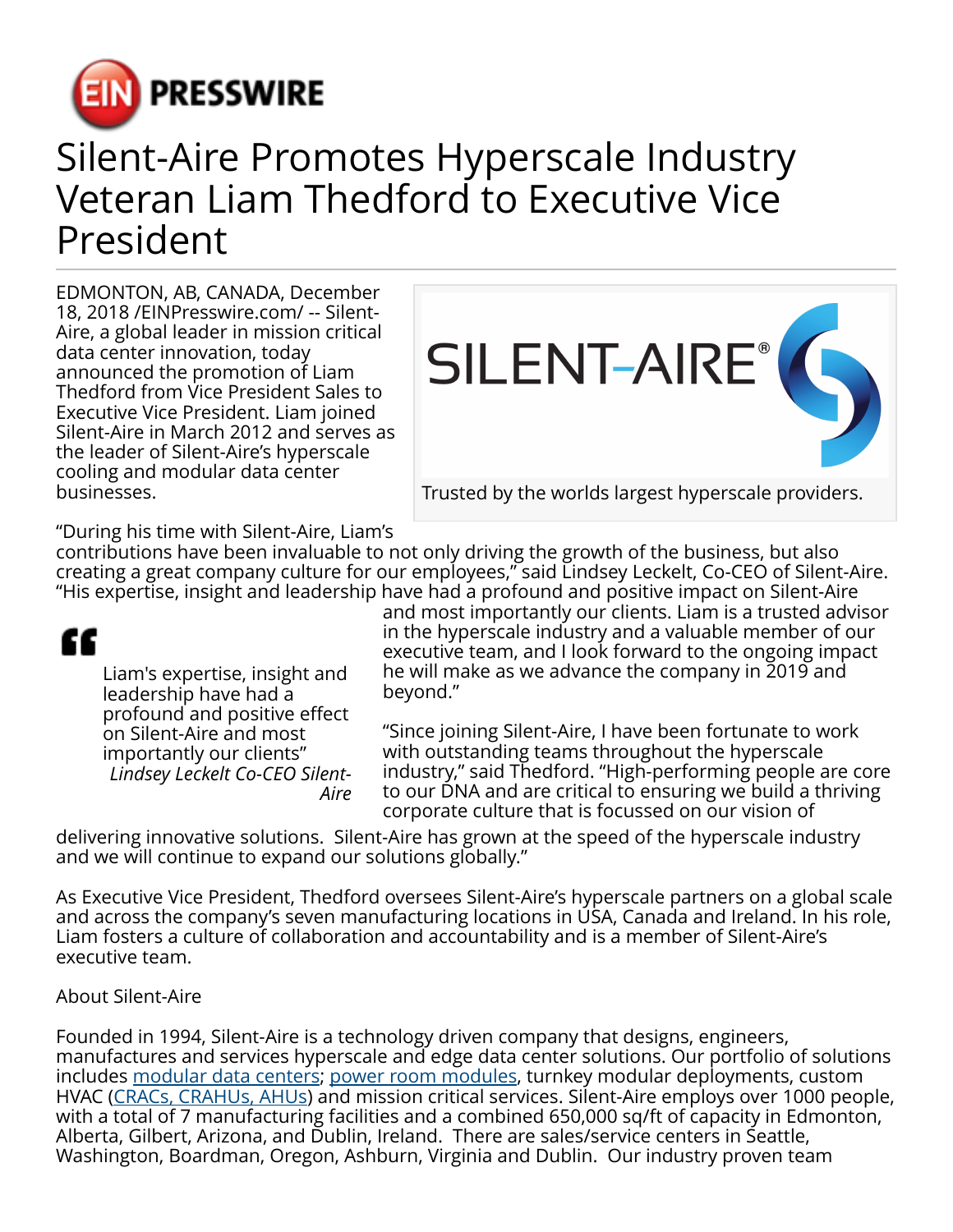# Silent-Aire Promotes Hyperscale Industry Veteran Liam Thedford to Executive Vice President

EDMONTON, AB, CANADA, December 18, 2018 /EINPresswire.com/ -- Silent-Aire, a global leader in mission critical data center innovation, today announced the promotion of Liam Thedford from Vice President Sales to Executive Vice President. Liam joined Silent-Aire in March 2012 and serves as the leader of Silent-Aire's hyperscale cooling and modular data center businesses.

Trusted by the worlds largest hyperscale providers.

"During his time with Silent-Aire, Liam's contributions have been invaluable to not only driving the growth of the business, but also creating a great company culture for our employees," said Lindsey Leckelt, Co-CEO of Silent-Aire. "His expertise, insight and leadership have had a profound and positive impact on Silent-Aire and most importantly our clients. Liam is a trusted advisor in the hyperscale industry and a valuable member of our executive team, and I look forward to the ongoing impact he will make as we advance the company in 2019 and beyond."

> Liam's expertise, insight and leadership have had a profound and positive effect on Silent-Aire and most importantly our clients"
>
> *Lindsey Leckelt Co-CEO Silent-Aire*

"Since joining Silent-Aire, I have been fortunate to work with outstanding teams throughout the hyperscale industry," said Thedford. "High-performing people are core to our DNA and are critical to ensuring we build a thriving corporate culture that is focussed on our vision of delivering innovative solutions. Silent-Aire has grown at the speed of the hyperscale industry and we will continue to expand our solutions globally."

As Executive Vice President, Thedford oversees Silent-Aire's hyperscale partners on a global scale and across the company's seven manufacturing locations in USA, Canada and Ireland. In his role, Liam fosters a culture of collaboration and accountability and is a member of Silent-Aire's executive team.

About Silent-Aire

Founded in 1994, Silent-Aire is a technology driven company that designs, engineers, manufactures and services hyperscale and edge data center solutions. Our portfolio of solutions includes modular data centers; power room modules, turnkey modular deployments, custom HVAC (CRACs, CRAHUs, AHUs) and mission critical services. Silent-Aire employs over 1000 people, with a total of 7 manufacturing facilities and a combined 650,000 sq/ft of capacity in Edmonton, Alberta, Gilbert, Arizona, and Dublin, Ireland. There are sales/service centers in Seattle, Washington, Boardman, Oregon, Ashburn, Virginia and Dublin. Our industry proven team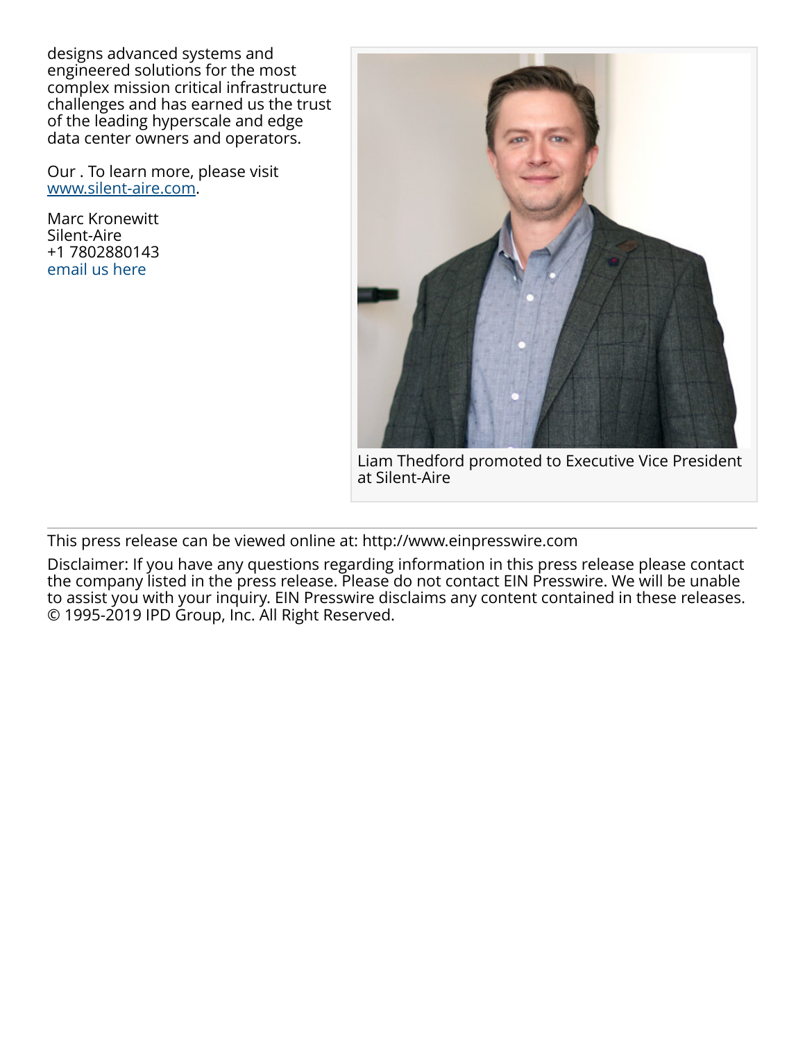designs advanced systems and engineered solutions for the most complex mission critical infrastructure challenges and has earned us the trust of the leading hyperscale and edge data center owners and operators.

Our . To learn more, please visit www.silent-aire.com.

Marc Kronewitt
Silent-Aire
+1 7802880143
email us here

Liam Thedford promoted to Executive Vice President at Silent-Aire

---

This press release can be viewed online at: http://www.einpresswire.com

Disclaimer: If you have any questions regarding information in this press release please contact the company listed in the press release. Please do not contact EIN Presswire. We will be unable to assist you with your inquiry. EIN Presswire disclaims any content contained in these releases. © 1995-2019 IPD Group, Inc. All Right Reserved.